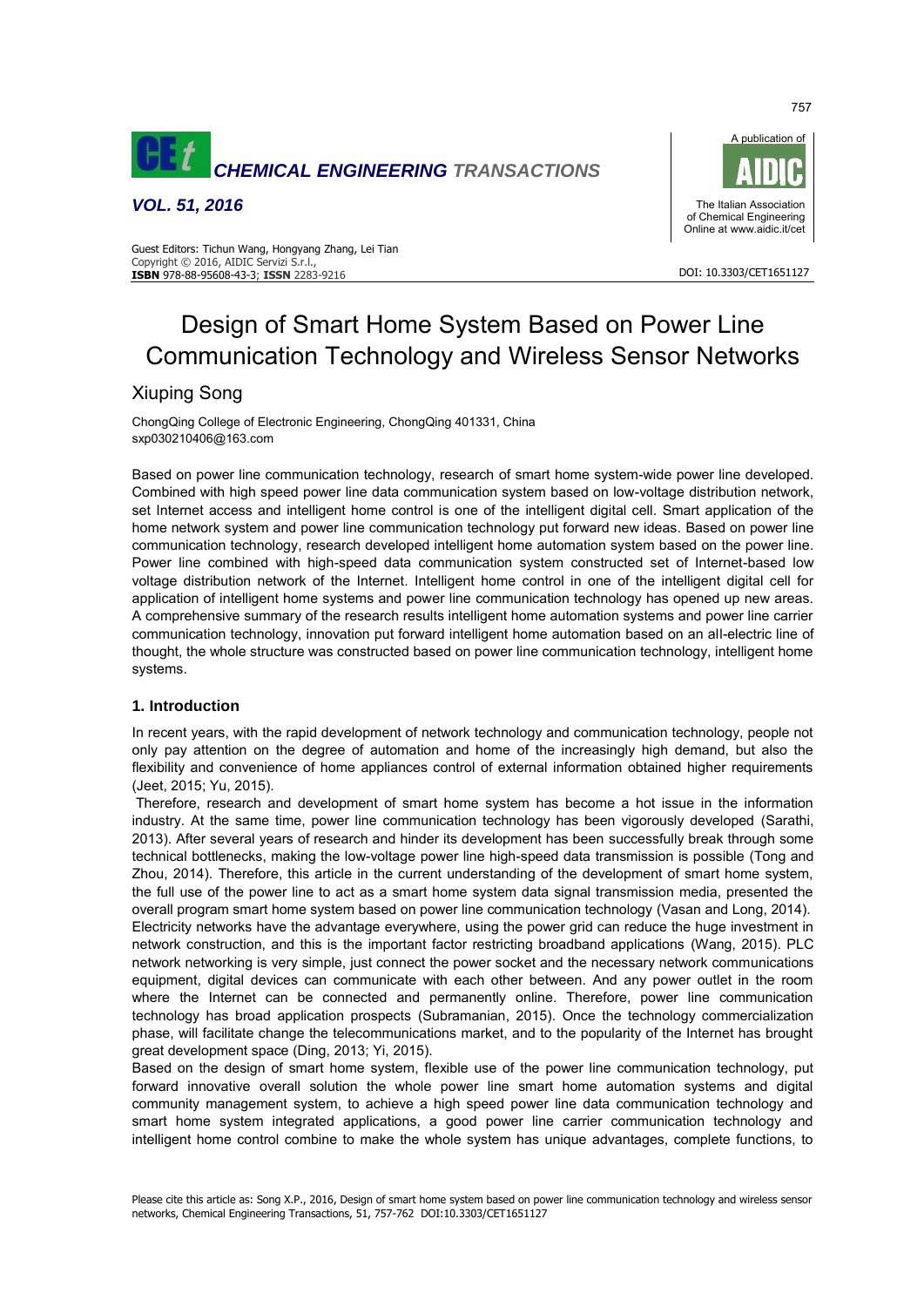# Design of Smart Home System Based on Power Line Communication Technology and Wireless Sensor Networks

## Xiuping Song

ChongQing College of Electronic Engineering, ChongQing 401331, China
sxp030210406@163.com

Based on power line communication technology, research of smart home system-wide power line developed. Combined with high speed power line data communication system based on low-voltage distribution network, set Internet access and intelligent home control is one of the intelligent digital cell. Smart application of the home network system and power line communication technology put forward new ideas. Based on power line communication technology, research developed intelligent home automation system based on the power line. Power line combined with high-speed data communication system constructed set of Internet-based low voltage distribution network of the Internet. Intelligent home control in one of the intelligent digital cell for application of intelligent home systems and power line communication technology has opened up new areas. A comprehensive summary of the research results intelligent home automation systems and power line carrier communication technology, innovation put forward intelligent home automation based on an all-electric line of thought, the whole structure was constructed based on power line communication technology, intelligent home systems.

### 1. Introduction

In recent years, with the rapid development of network technology and communication technology, people not only pay attention on the degree of automation and home of the increasingly high demand, but also the flexibility and convenience of home appliances control of external information obtained higher requirements (Jeet, 2015; Yu, 2015).

Therefore, research and development of smart home system has become a hot issue in the information industry. At the same time, power line communication technology has been vigorously developed (Sarathi, 2013). After several years of research and hinder its development has been successfully break through some technical bottlenecks, making the low-voltage power line high-speed data transmission is possible (Tong and Zhou, 2014). Therefore, this article in the current understanding of the development of smart home system, the full use of the power line to act as a smart home system data signal transmission media, presented the overall program smart home system based on power line communication technology (Vasan and Long, 2014).
Electricity networks have the advantage everywhere, using the power grid can reduce the huge investment in network construction, and this is the important factor restricting broadband applications (Wang, 2015). PLC network networking is very simple, just connect the power socket and the necessary network communications equipment, digital devices can communicate with each other between. And any power outlet in the room where the Internet can be connected and permanently online. Therefore, power line communication technology has broad application prospects (Subramanian, 2015). Once the technology commercialization phase, will facilitate change the telecommunications market, and to the popularity of the Internet has brought great development space (Ding, 2013; Yi, 2015).
Based on the design of smart home system, flexible use of the power line communication technology, put forward innovative overall solution the whole power line smart home automation systems and digital community management system, to achieve a high speed power line data communication technology and smart home system integrated applications, a good power line carrier communication technology and intelligent home control combine to make the whole system has unique advantages, complete functions, to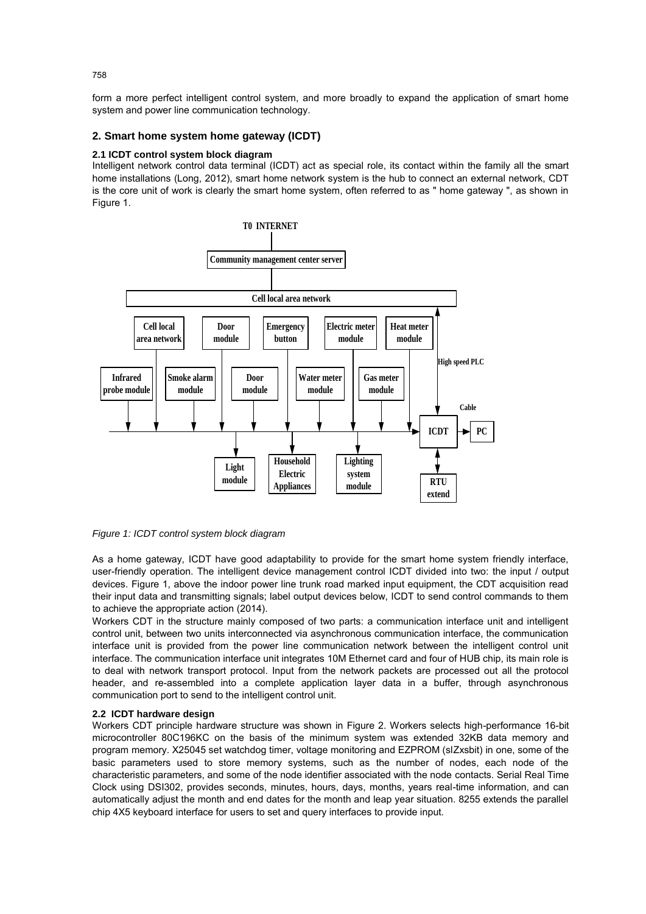form a more perfect intelligent control system, and more broadly to expand the application of smart home system and power line communication technology.

## 2. Smart home system home gateway (ICDT)

### 2.1 ICDT control system block diagram

Intelligent network control data terminal (ICDT) act as special role, its contact within the family all the smart home installations (Long, 2012), smart home network system is the hub to connect an external network, CDT is the core unit of work is clearly the smart home system, often referred to as " home gateway ", as shown in Figure 1.

*Figure 1: ICDT control system block diagram*

As a home gateway, ICDT have good adaptability to provide for the smart home system friendly interface, user-friendly operation. The intelligent device management control ICDT divided into two: the input / output devices. Figure 1, above the indoor power line trunk road marked input equipment, the CDT acquisition read their input data and transmitting signals; label output devices below, ICDT to send control commands to them to achieve the appropriate action (2014).

Workers CDT in the structure mainly composed of two parts: a communication interface unit and intelligent control unit, between two units interconnected via asynchronous communication interface, the communication interface unit is provided from the power line communication network between the intelligent control unit interface. The communication interface unit integrates 10M Ethernet card and four of HUB chip, its main role is to deal with network transport protocol. Input from the network packets are processed out all the protocol header, and re-assembled into a complete application layer data in a buffer, through asynchronous communication port to send to the intelligent control unit.

### 2.2 ICDT hardware design

Workers CDT principle hardware structure was shown in Figure 2. Workers selects high-performance 16-bit microcontroller 80C196KC on the basis of the minimum system was extended 32KB data memory and program memory. X25045 set watchdog timer, voltage monitoring and EZPROM (slZxsbit) in one, some of the basic parameters used to store memory systems, such as the number of nodes, each node of the characteristic parameters, and some of the node identifier associated with the node contacts. Serial Real Time Clock using DSI302, provides seconds, minutes, hours, days, months, years real-time information, and can automatically adjust the month and end dates for the month and leap year situation. 8255 extends the parallel chip 4X5 keyboard interface for users to set and query interfaces to provide input.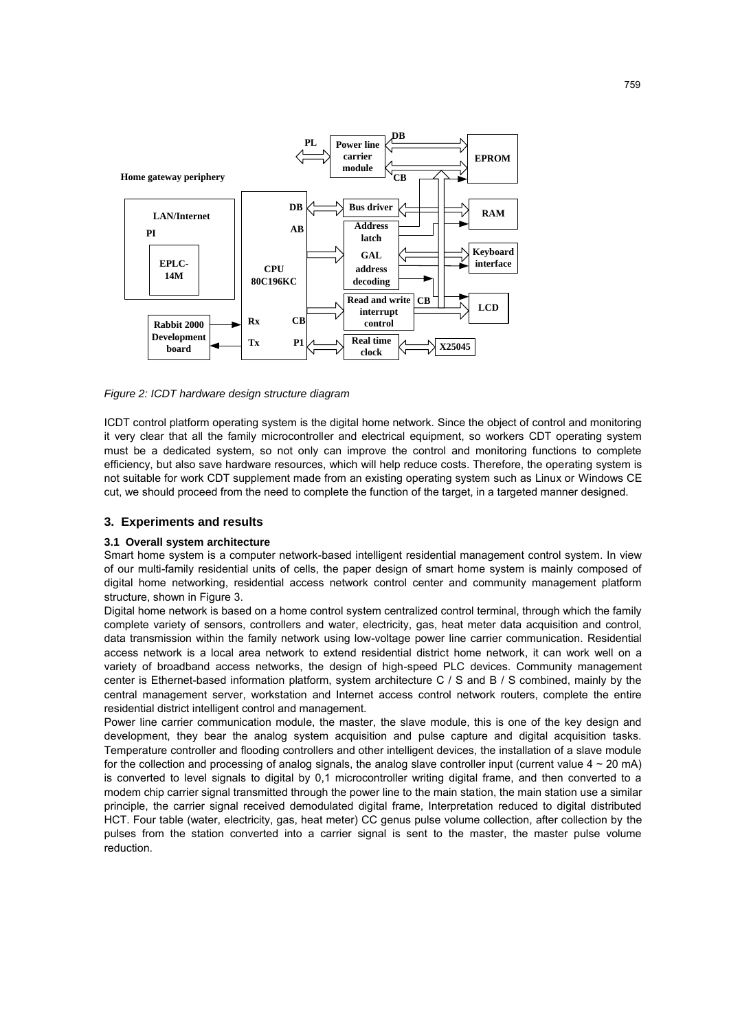*Figure 2: ICDT hardware design structure diagram*

ICDT control platform operating system is the digital home network. Since the object of control and monitoring it very clear that all the family microcontroller and electrical equipment, so workers CDT operating system must be a dedicated system, so not only can improve the control and monitoring functions to complete efficiency, but also save hardware resources, which will help reduce costs. Therefore, the operating system is not suitable for work CDT supplement made from an existing operating system such as Linux or Windows CE cut, we should proceed from the need to complete the function of the target, in a targeted manner designed.

## 3. Experiments and results

### 3.1 Overall system architecture

Smart home system is a computer network-based intelligent residential management control system. In view of our multi-family residential units of cells, the paper design of smart home system is mainly composed of digital home networking, residential access network control center and community management platform structure, shown in Figure 3.

Digital home network is based on a home control system centralized control terminal, through which the family complete variety of sensors, controllers and water, electricity, gas, heat meter data acquisition and control, data transmission within the family network using low-voltage power line carrier communication. Residential access network is a local area network to extend residential district home network, it can work well on a variety of broadband access networks, the design of high-speed PLC devices. Community management center is Ethernet-based information platform, system architecture C / S and B / S combined, mainly by the central management server, workstation and Internet access control network routers, complete the entire residential district intelligent control and management.

Power line carrier communication module, the master, the slave module, this is one of the key design and development, they bear the analog system acquisition and pulse capture and digital acquisition tasks. Temperature controller and flooding controllers and other intelligent devices, the installation of a slave module for the collection and processing of analog signals, the analog slave controller input (current value 4 ~ 20 mA) is converted to level signals to digital by 0,1 microcontroller writing digital frame, and then converted to a modem chip carrier signal transmitted through the power line to the main station, the main station use a similar principle, the carrier signal received demodulated digital frame, Interpretation reduced to digital distributed HCT. Four table (water, electricity, gas, heat meter) CC genus pulse volume collection, after collection by the pulses from the station converted into a carrier signal is sent to the master, the master pulse volume reduction.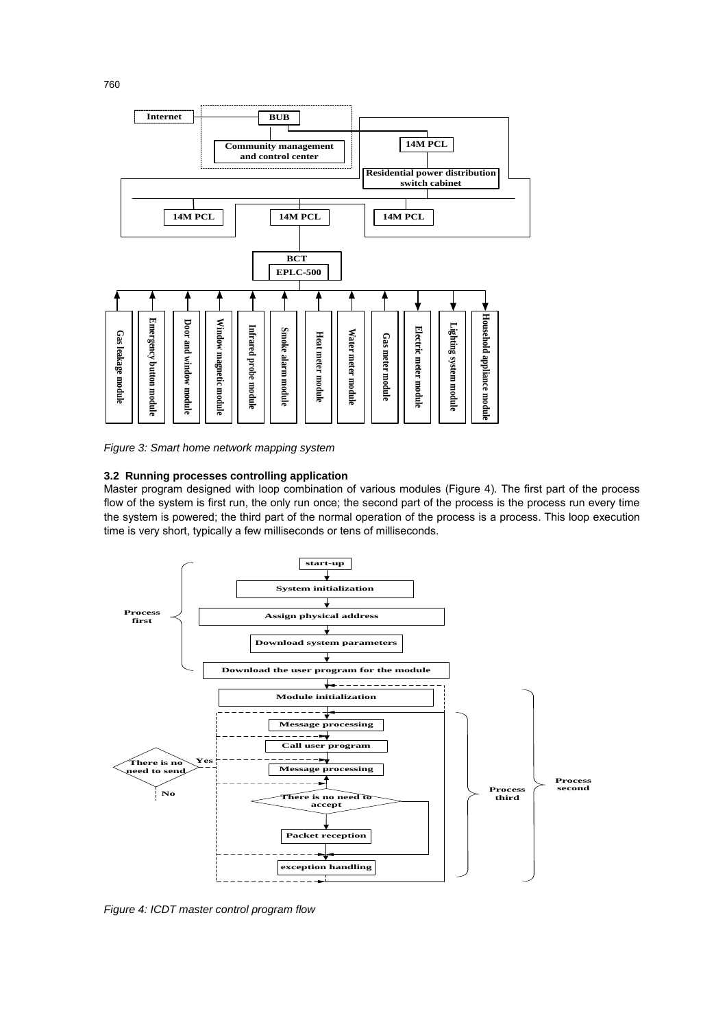Figure 3: Smart home network mapping system

### 3.2 Running processes controlling application

Master program designed with loop combination of various modules (Figure 4). The first part of the process flow of the system is first run, the only run once; the second part of the process is the process run every time the system is powered; the third part of the normal operation of the process is a process. This loop execution time is very short, typically a few milliseconds or tens of milliseconds.

Figure 4: ICDT master control program flow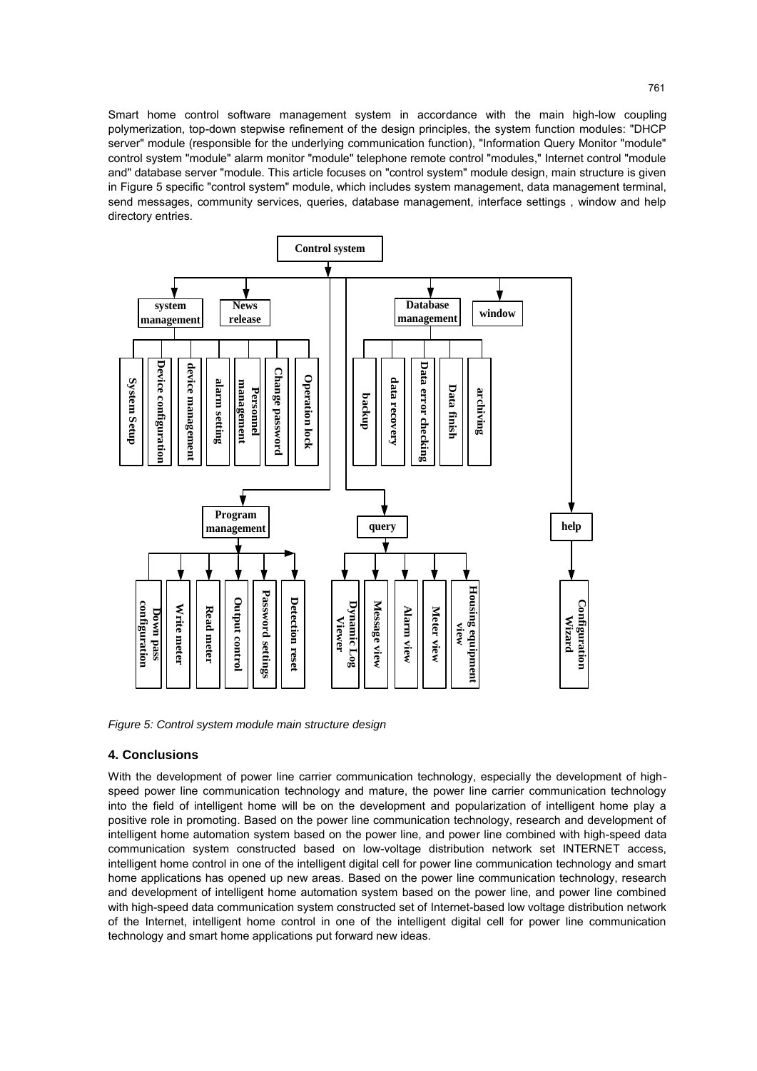Smart home control software management system in accordance with the main high-low coupling polymerization, top-down stepwise refinement of the design principles, the system function modules: "DHCP server" module (responsible for the underlying communication function), "Information Query Monitor "module" control system "module" alarm monitor "module" telephone remote control "modules," Internet control "module and" database server "module. This article focuses on "control system" module design, main structure is given in Figure 5 specific "control system" module, which includes system management, data management terminal, send messages, community services, queries, database management, interface settings , window and help directory entries.

*Figure 5: Control system module main structure design*

## 4. Conclusions

With the development of power line carrier communication technology, especially the development of high-speed power line communication technology and mature, the power line carrier communication technology into the field of intelligent home will be on the development and popularization of intelligent home play a positive role in promoting. Based on the power line communication technology, research and development of intelligent home automation system based on the power line, and power line combined with high-speed data communication system constructed based on low-voltage distribution network set INTERNET access, intelligent home control in one of the intelligent digital cell for power line communication technology and smart home applications has opened up new areas. Based on the power line communication technology, research and development of intelligent home automation system based on the power line, and power line combined with high-speed data communication system constructed set of Internet-based low voltage distribution network of the Internet, intelligent home control in one of the intelligent digital cell for power line communication technology and smart home applications put forward new ideas.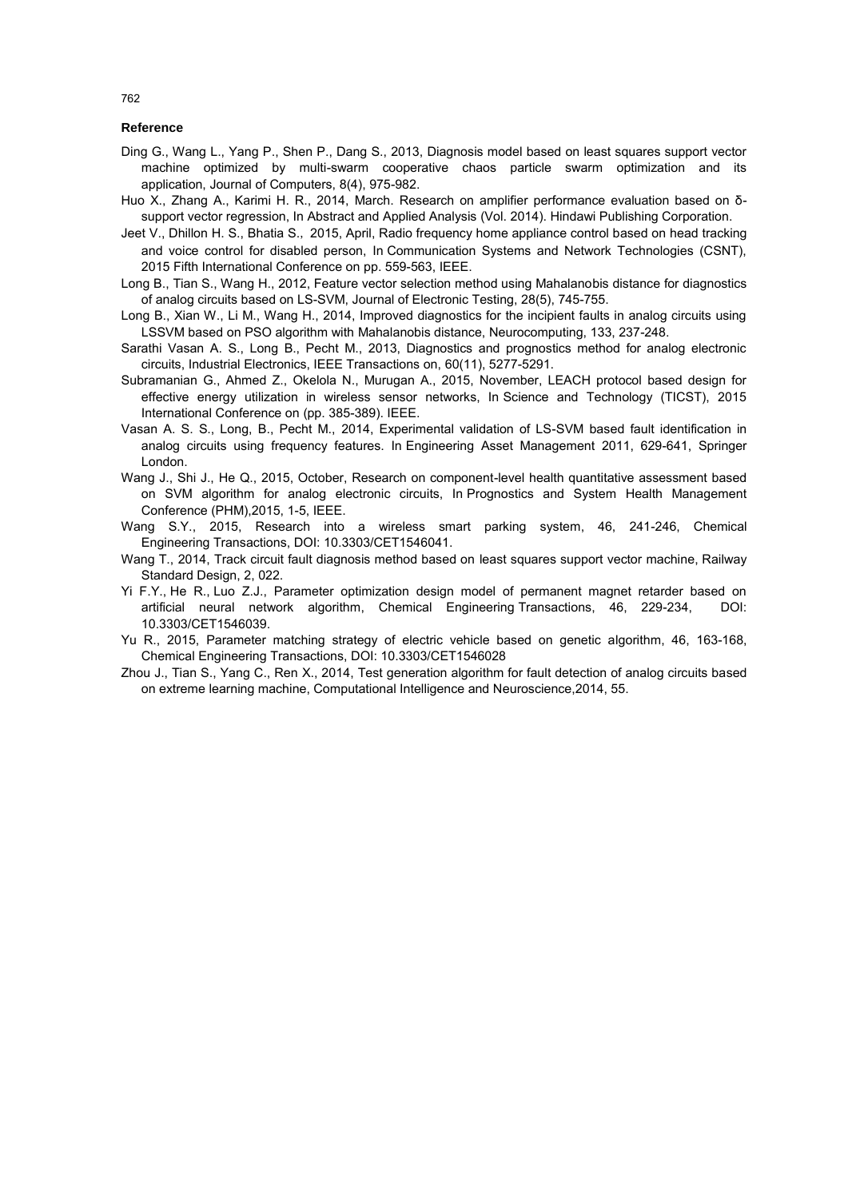## Reference

Ding G., Wang L., Yang P., Shen P., Dang S., 2013, Diagnosis model based on least squares support vector machine optimized by multi-swarm cooperative chaos particle swarm optimization and its application, Journal of Computers, 8(4), 975-982.

Huo X., Zhang A., Karimi H. R., 2014, March. Research on amplifier performance evaluation based on δ-support vector regression, In Abstract and Applied Analysis (Vol. 2014). Hindawi Publishing Corporation.

Jeet V., Dhillon H. S., Bhatia S., 2015, April, Radio frequency home appliance control based on head tracking and voice control for disabled person, In Communication Systems and Network Technologies (CSNT), 2015 Fifth International Conference on pp. 559-563, IEEE.

Long B., Tian S., Wang H., 2012, Feature vector selection method using Mahalanobis distance for diagnostics of analog circuits based on LS-SVM, Journal of Electronic Testing, 28(5), 745-755.

Long B., Xian W., Li M., Wang H., 2014, Improved diagnostics for the incipient faults in analog circuits using LSSVM based on PSO algorithm with Mahalanobis distance, Neurocomputing, 133, 237-248.

Sarathi Vasan A. S., Long B., Pecht M., 2013, Diagnostics and prognostics method for analog electronic circuits, Industrial Electronics, IEEE Transactions on, 60(11), 5277-5291.

Subramanian G., Ahmed Z., Okelola N., Murugan A., 2015, November, LEACH protocol based design for effective energy utilization in wireless sensor networks, In Science and Technology (TICST), 2015 International Conference on (pp. 385-389). IEEE.

Vasan A. S. S., Long, B., Pecht M., 2014, Experimental validation of LS-SVM based fault identification in analog circuits using frequency features. In Engineering Asset Management 2011, 629-641, Springer London.

Wang J., Shi J., He Q., 2015, October, Research on component-level health quantitative assessment based on SVM algorithm for analog electronic circuits, In Prognostics and System Health Management Conference (PHM),2015, 1-5, IEEE.

Wang S.Y., 2015, Research into a wireless smart parking system, 46, 241-246, Chemical Engineering Transactions, DOI: 10.3303/CET1546041.

Wang T., 2014, Track circuit fault diagnosis method based on least squares support vector machine, Railway Standard Design, 2, 022.

Yi F.Y., He R., Luo Z.J., Parameter optimization design model of permanent magnet retarder based on artificial neural network algorithm, Chemical Engineering Transactions, 46, 229-234, DOI: 10.3303/CET1546039.

Yu R., 2015, Parameter matching strategy of electric vehicle based on genetic algorithm, 46, 163-168, Chemical Engineering Transactions, DOI: 10.3303/CET1546028

Zhou J., Tian S., Yang C., Ren X., 2014, Test generation algorithm for fault detection of analog circuits based on extreme learning machine, Computational Intelligence and Neuroscience,2014, 55.